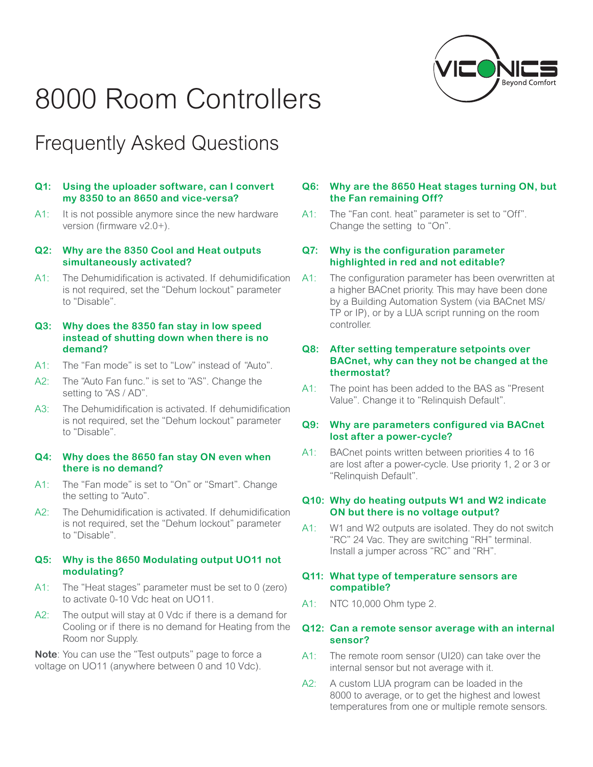# 8000 Room Controllers

## Frequently Asked Questions

**Q1: Using the uploader software, can I convert my 8350 to an 8650 and vice-versa?**

A1: It is not possible anymore since the new hardware version (firmware v2.0+).

**Q2: Why are the 8350 Cool and Heat outputs simultaneously activated?**

A1: The Dehumidification is activated. If dehumidification is not required, set the "Dehum lockout" parameter to "Disable".

**Q3: Why does the 8350 fan stay in low speed instead of shutting down when there is no demand?**

A1: The "Fan mode" is set to "Low" instead of "Auto".

A2: The "Auto Fan func." is set to "AS". Change the setting to "AS / AD".

A3: The Dehumidification is activated. If dehumidification is not required, set the "Dehum lockout" parameter to "Disable".

**Q4: Why does the 8650 fan stay ON even when there is no demand?**

A1: The "Fan mode" is set to "On" or "Smart". Change the setting to "Auto".

A2: The Dehumidification is activated. If dehumidification is not required, set the "Dehum lockout" parameter to "Disable".

**Q5: Why is the 8650 Modulating output UO11 not modulating?**

A1: The "Heat stages" parameter must be set to 0 (zero) to activate 0-10 Vdc heat on UO11.

A2: The output will stay at 0 Vdc if there is a demand for Cooling or if there is no demand for Heating from the Room nor Supply.

**Note**: You can use the "Test outputs" page to force a voltage on UO11 (anywhere between 0 and 10 Vdc).

**Q6: Why are the 8650 Heat stages turning ON, but the Fan remaining Off?**

A1: The "Fan cont. heat" parameter is set to "Off". Change the setting to "On".

**Q7: Why is the configuration parameter highlighted in red and not editable?**

A1: The configuration parameter has been overwritten at a higher BACnet priority. This may have been done by a Building Automation System (via BACnet MS/TP or IP), or by a LUA script running on the room controller.

**Q8: After setting temperature setpoints over BACnet, why can they not be changed at the thermostat?**

A1: The point has been added to the BAS as "Present Value". Change it to "Relinquish Default".

**Q9: Why are parameters configured via BACnet lost after a power-cycle?**

A1: BACnet points written between priorities 4 to 16 are lost after a power-cycle. Use priority 1, 2 or 3 or "Relinquish Default".

**Q10: Why do heating outputs W1 and W2 indicate ON but there is no voltage output?**

A1: W1 and W2 outputs are isolated. They do not switch "RC" 24 Vac. They are switching "RH" terminal. Install a jumper across "RC" and "RH".

**Q11: What type of temperature sensors are compatible?**

A1: NTC 10,000 Ohm type 2.

**Q12: Can a remote sensor average with an internal sensor?**

A1: The remote room sensor (UI20) can take over the internal sensor but not average with it.

A2: A custom LUA program can be loaded in the 8000 to average, or to get the highest and lowest temperatures from one or multiple remote sensors.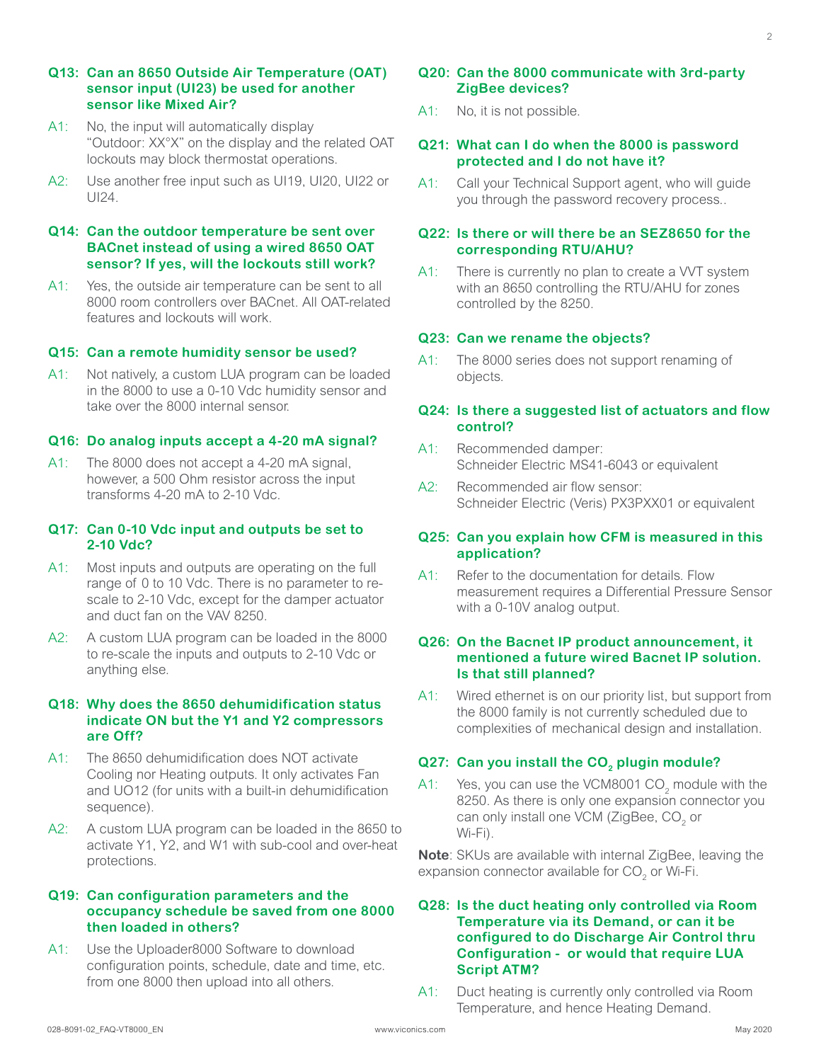### Q13: Can an 8650 Outside Air Temperature (OAT) sensor input (UI23) be used for another sensor like Mixed Air?

A1: No, the input will automatically display "Outdoor: XX°X" on the display and the related OAT lockouts may block thermostat operations.

A2: Use another free input such as UI19, UI20, UI22 or UI24.

### Q14: Can the outdoor temperature be sent over BACnet instead of using a wired 8650 OAT sensor? If yes, will the lockouts still work?

A1: Yes, the outside air temperature can be sent to all 8000 room controllers over BACnet. All OAT-related features and lockouts will work.

### Q15: Can a remote humidity sensor be used?

A1: Not natively, a custom LUA program can be loaded in the 8000 to use a 0-10 Vdc humidity sensor and take over the 8000 internal sensor.

### Q16: Do analog inputs accept a 4-20 mA signal?

A1: The 8000 does not accept a 4-20 mA signal, however, a 500 Ohm resistor across the input transforms 4-20 mA to 2-10 Vdc.

### Q17: Can 0-10 Vdc input and outputs be set to 2-10 Vdc?

A1: Most inputs and outputs are operating on the full range of 0 to 10 Vdc. There is no parameter to re-scale to 2-10 Vdc, except for the damper actuator and duct fan on the VAV 8250.

A2: A custom LUA program can be loaded in the 8000 to re-scale the inputs and outputs to 2-10 Vdc or anything else.

### Q18: Why does the 8650 dehumidification status indicate ON but the Y1 and Y2 compressors are Off?

A1: The 8650 dehumidification does NOT activate Cooling nor Heating outputs. It only activates Fan and UO12 (for units with a built-in dehumidification sequence).

A2: A custom LUA program can be loaded in the 8650 to activate Y1, Y2, and W1 with sub-cool and over-heat protections.

### Q19: Can configuration parameters and the occupancy schedule be saved from one 8000 then loaded in others?

A1: Use the Uploader8000 Software to download configuration points, schedule, date and time, etc. from one 8000 then upload into all others.

### Q20: Can the 8000 communicate with 3rd-party ZigBee devices?

A1: No, it is not possible.

### Q21: What can I do when the 8000 is password protected and I do not have it?

A1: Call your Technical Support agent, who will guide you through the password recovery process..

### Q22: Is there or will there be an SEZ8650 for the corresponding RTU/AHU?

A1: There is currently no plan to create a VVT system with an 8650 controlling the RTU/AHU for zones controlled by the 8250.

### Q23: Can we rename the objects?

A1: The 8000 series does not support renaming of objects.

### Q24: Is there a suggested list of actuators and flow control?

A1: Recommended damper:
Schneider Electric MS41-6043 or equivalent

A2: Recommended air flow sensor:
Schneider Electric (Veris) PX3PXX01 or equivalent

### Q25: Can you explain how CFM is measured in this application?

A1: Refer to the documentation for details. Flow measurement requires a Differential Pressure Sensor with a 0-10V analog output.

### Q26: On the Bacnet IP product announcement, it mentioned a future wired Bacnet IP solution. Is that still planned?

A1: Wired ethernet is on our priority list, but support from the 8000 family is not currently scheduled due to complexities of mechanical design and installation.

### Q27: Can you install the $CO_2$ plugin module?

A1: Yes, you can use the VCM8001 $CO_2$ module with the 8250. As there is only one expansion connector you can only install one VCM (ZigBee, $CO_2$ or Wi-Fi).

**Note**: SKUs are available with internal ZigBee, leaving the expansion connector available for $CO_2$ or Wi-Fi.

### Q28: Is the duct heating only controlled via Room Temperature via its Demand, or can it be configured to do Discharge Air Control thru Configuration - or would that require LUA Script ATM?

A1: Duct heating is currently only controlled via Room Temperature, and hence Heating Demand.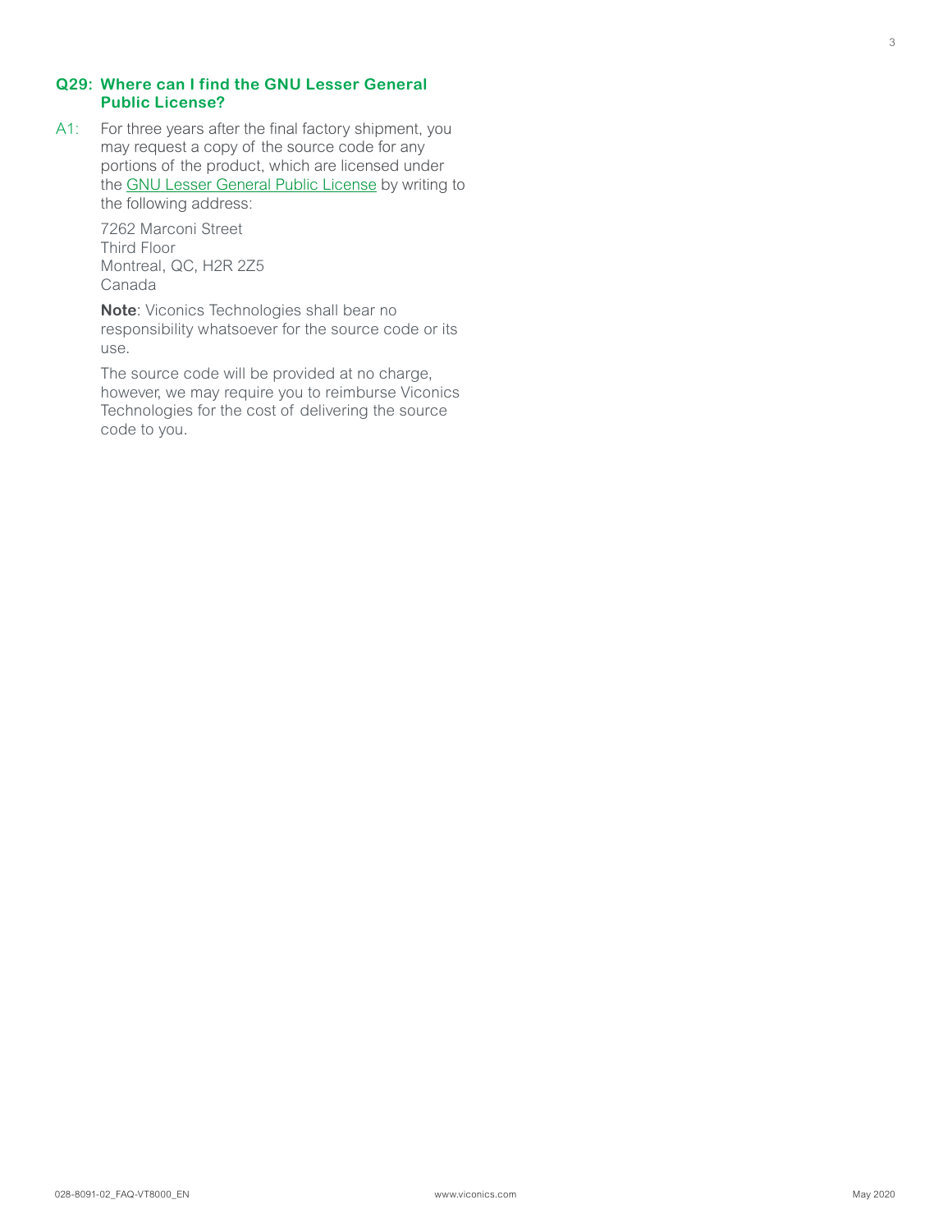### Q29: Where can I find the GNU Lesser General Public License?

A1: For three years after the final factory shipment, you may request a copy of the source code for any portions of the product, which are licensed under the GNU Lesser General Public License by writing to the following address:

7262 Marconi Street  
Third Floor  
Montreal, QC, H2R 2Z5  
Canada

**Note**: Viconics Technologies shall bear no responsibility whatsoever for the source code or its use.

The source code will be provided at no charge, however, we may require you to reimburse Viconics Technologies for the cost of delivering the source code to you.